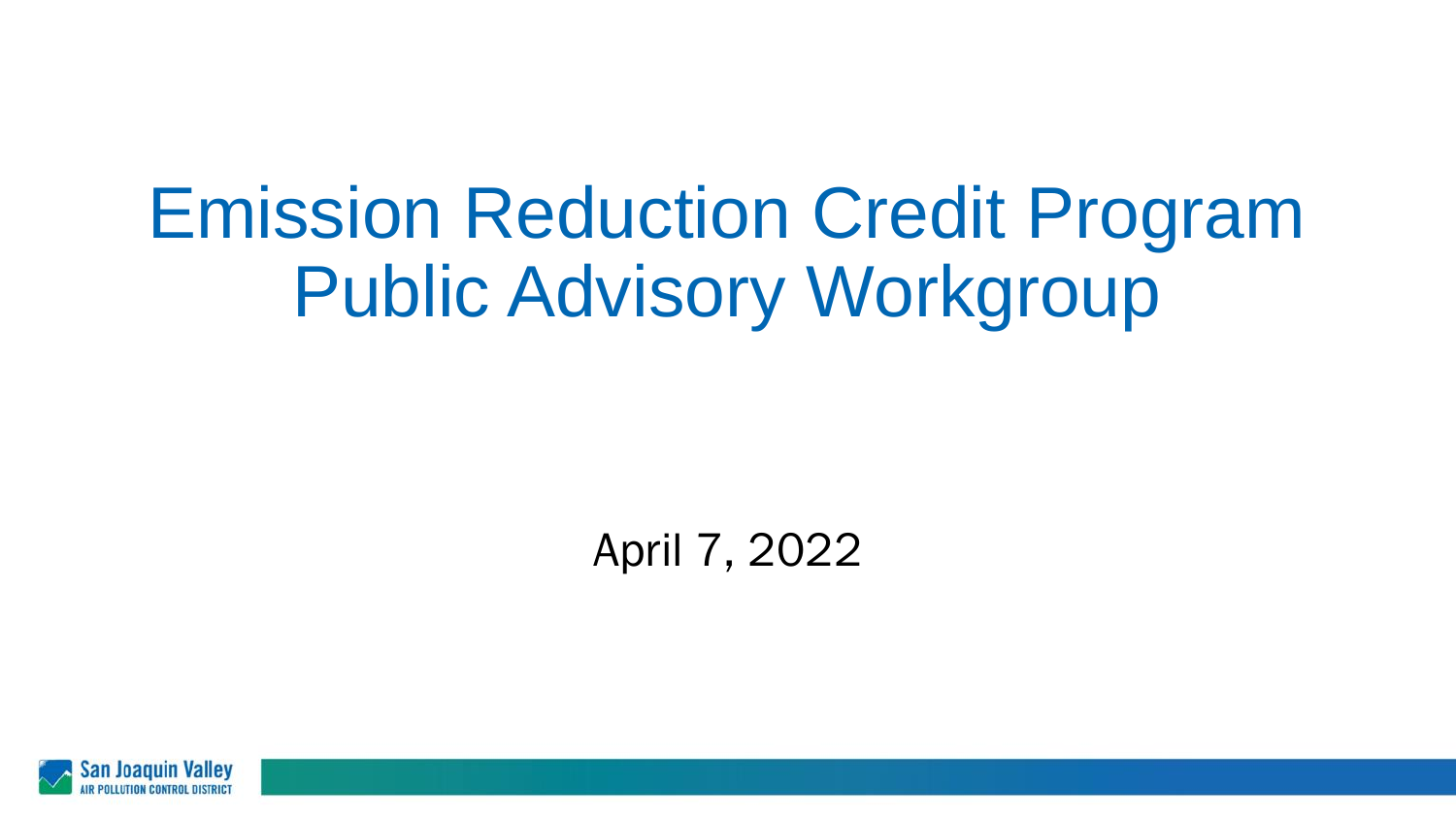# Emission Reduction Credit Program Public Advisory Workgroup

April 7, 2022

San Joaquin Valley
AIR POLLUTION CONTROL DISTRICT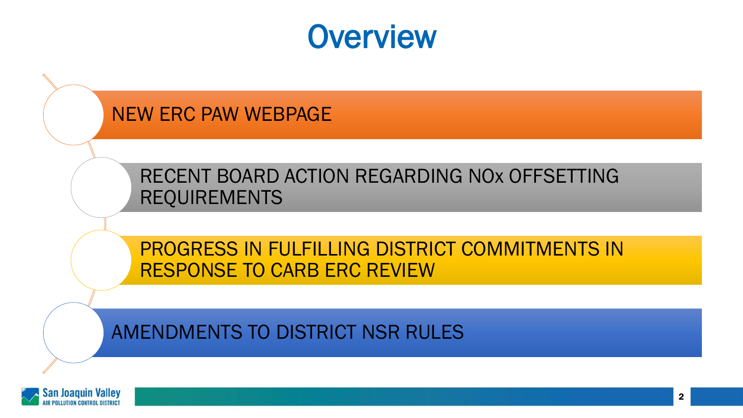# Overview

- NEW ERC PAW WEBPAGE
- RECENT BOARD ACTION REGARDING NOx OFFSETTING REQUIREMENTS
- PROGRESS IN FULFILLING DISTRICT COMMITMENTS IN RESPONSE TO CARB ERC REVIEW
- AMENDMENTS TO DISTRICT NSR RULES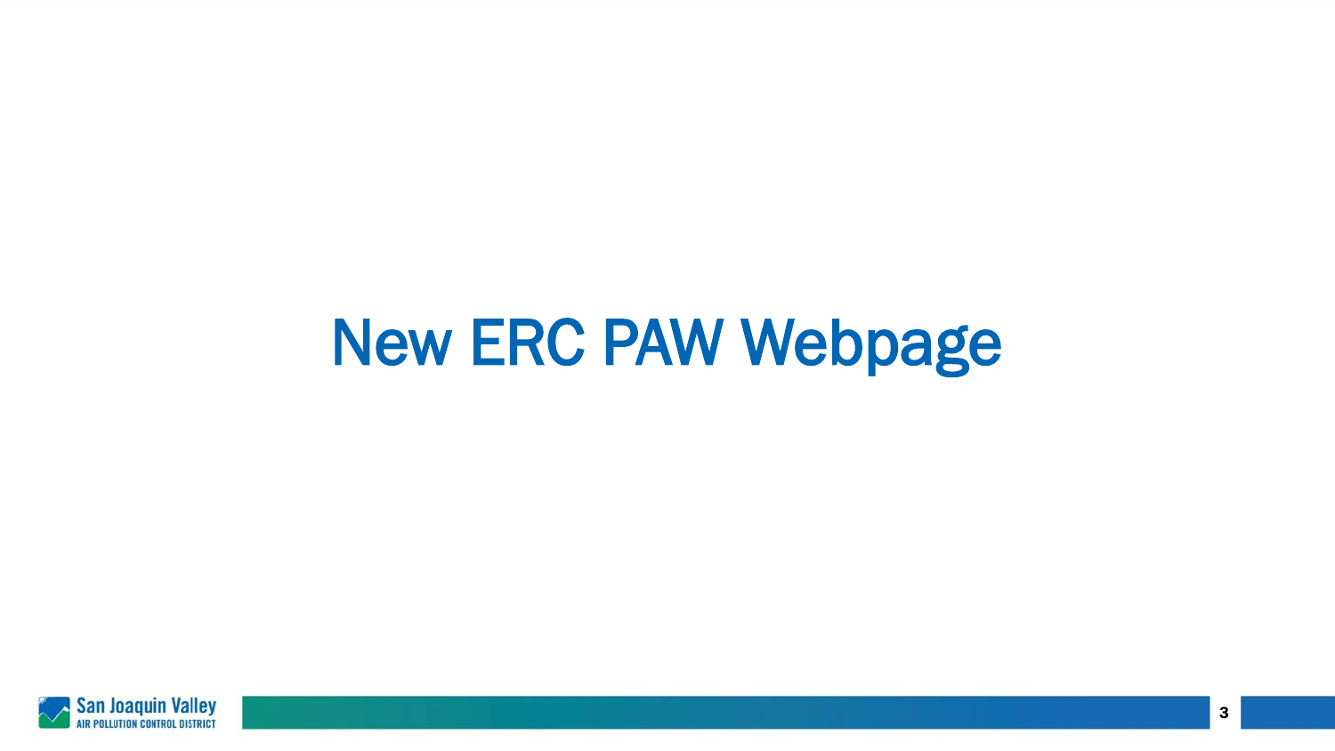# New ERC PAW Webpage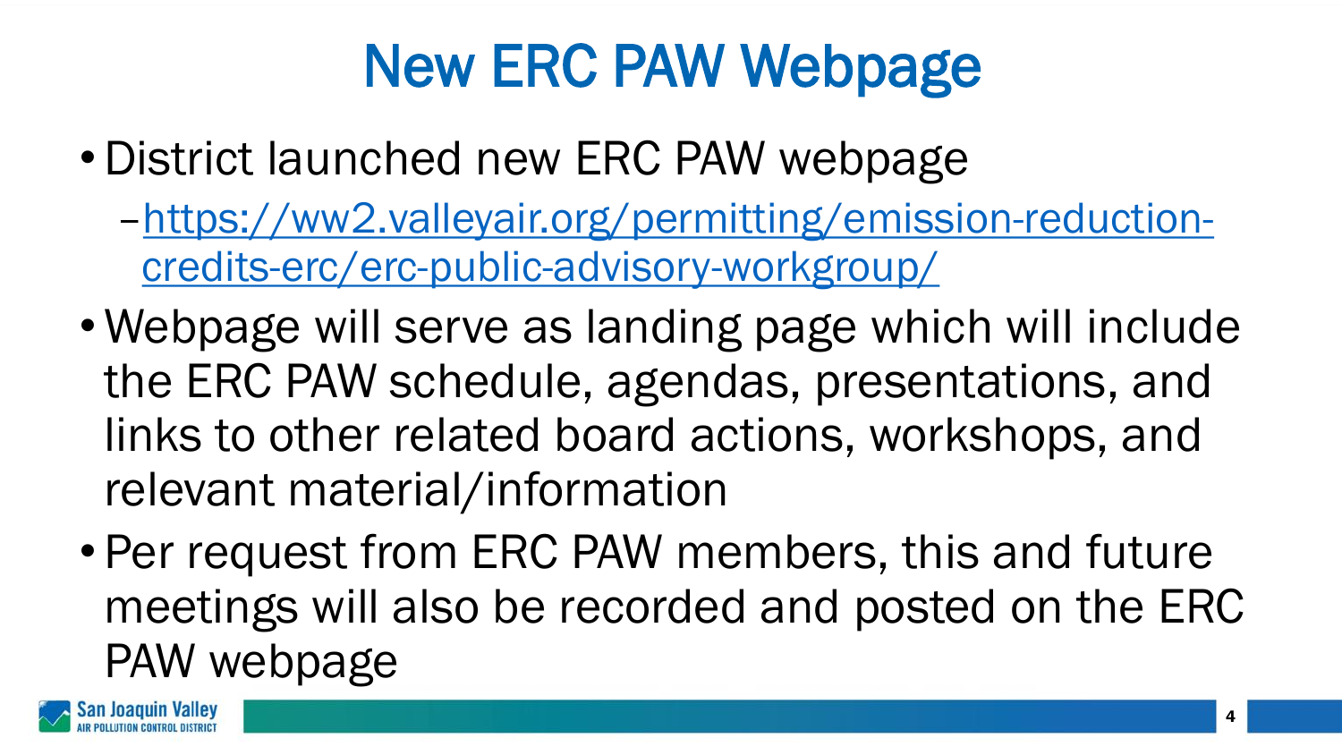# New ERC PAW Webpage

- District launched new ERC PAW webpage
  - https://ww2.valleyair.org/permitting/emission-reduction-credits-erc/erc-public-advisory-workgroup/
- Webpage will serve as landing page which will include the ERC PAW schedule, agendas, presentations, and links to other related board actions, workshops, and relevant material/information
- Per request from ERC PAW members, this and future meetings will also be recorded and posted on the ERC PAW webpage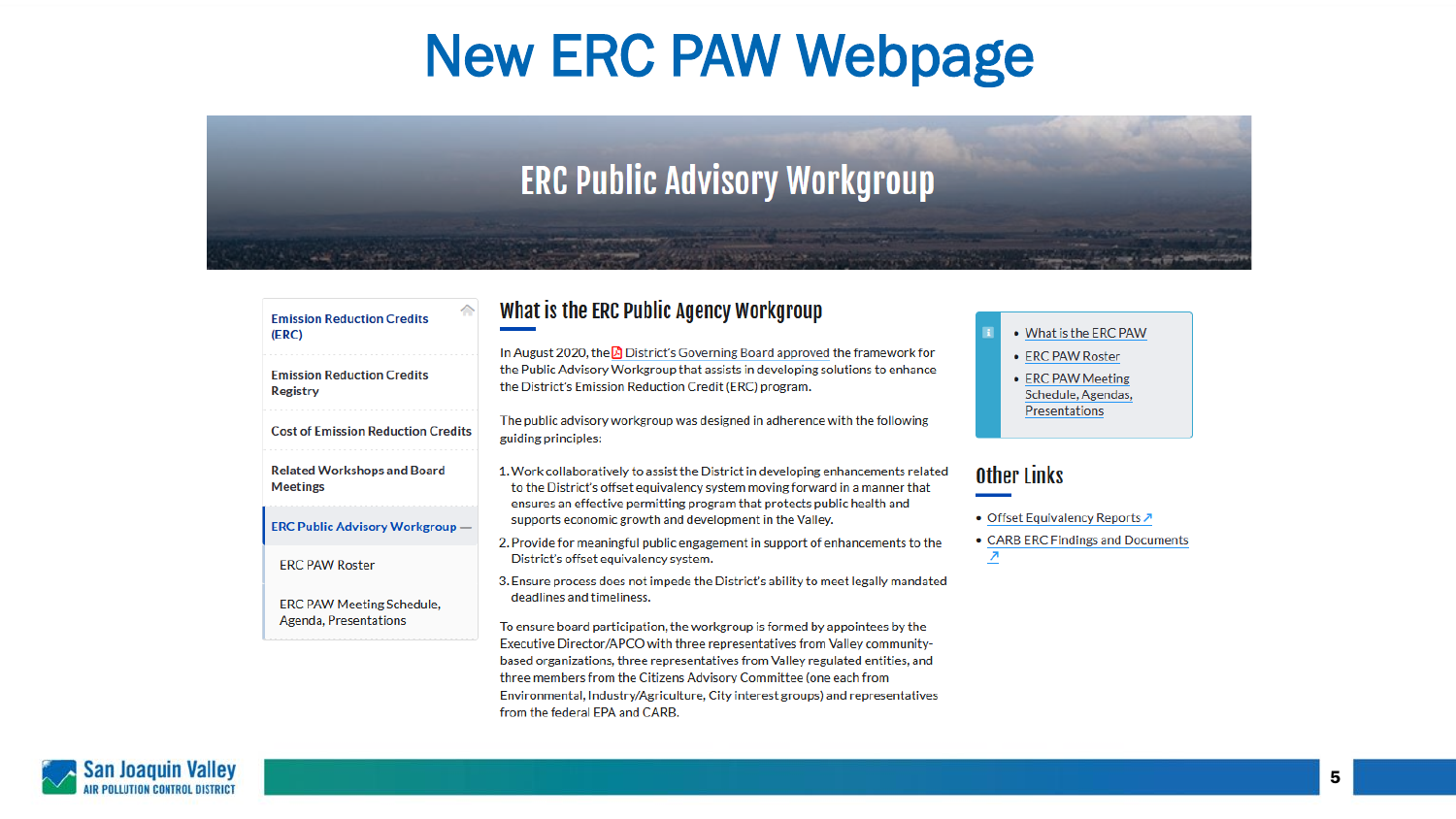# New ERC PAW Webpage

## ERC Public Advisory Workgroup

- Emission Reduction Credits (ERC)
- Emission Reduction Credits Registry
- Cost of Emission Reduction Credits
- Related Workshops and Board Meetings
- ERC Public Advisory Workgroup
  - ERC PAW Roster
  - ERC PAW Meeting Schedule, Agenda, Presentations

### What is the ERC Public Agency Workgroup

In August 2020, the District's Governing Board approved the framework for the Public Advisory Workgroup that assists in developing solutions to enhance the District's Emission Reduction Credit (ERC) program.

The public advisory workgroup was designed in adherence with the following guiding principles:

1. Work collaboratively to assist the District in developing enhancements related to the District's offset equivalency system moving forward in a manner that ensures an effective permitting program that protects public health and supports economic growth and development in the Valley.
2. Provide for meaningful public engagement in support of enhancements to the District's offset equivalency system.
3. Ensure process does not impede the District's ability to meet legally mandated deadlines and timeliness.

To ensure board participation, the workgroup is formed by appointees by the Executive Director/APCO with three representatives from Valley community-based organizations, three representatives from Valley regulated entities, and three members from the Citizens Advisory Committee (one each from Environmental, Industry/Agriculture, City interest groups) and representatives from the federal EPA and CARB.

- What is the ERC PAW
- ERC PAW Roster
- ERC PAW Meeting Schedule, Agendas, Presentations

### Other Links

- Offset Equivalency Reports ↗
- CARB ERC Findings and Documents ↗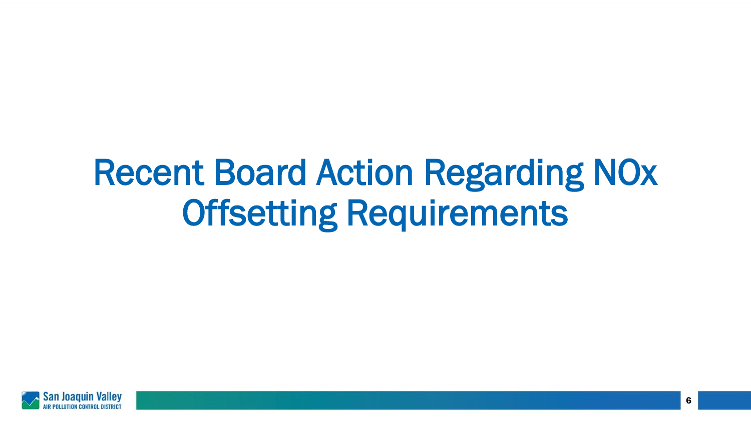# Recent Board Action Regarding NOx Offsetting Requirements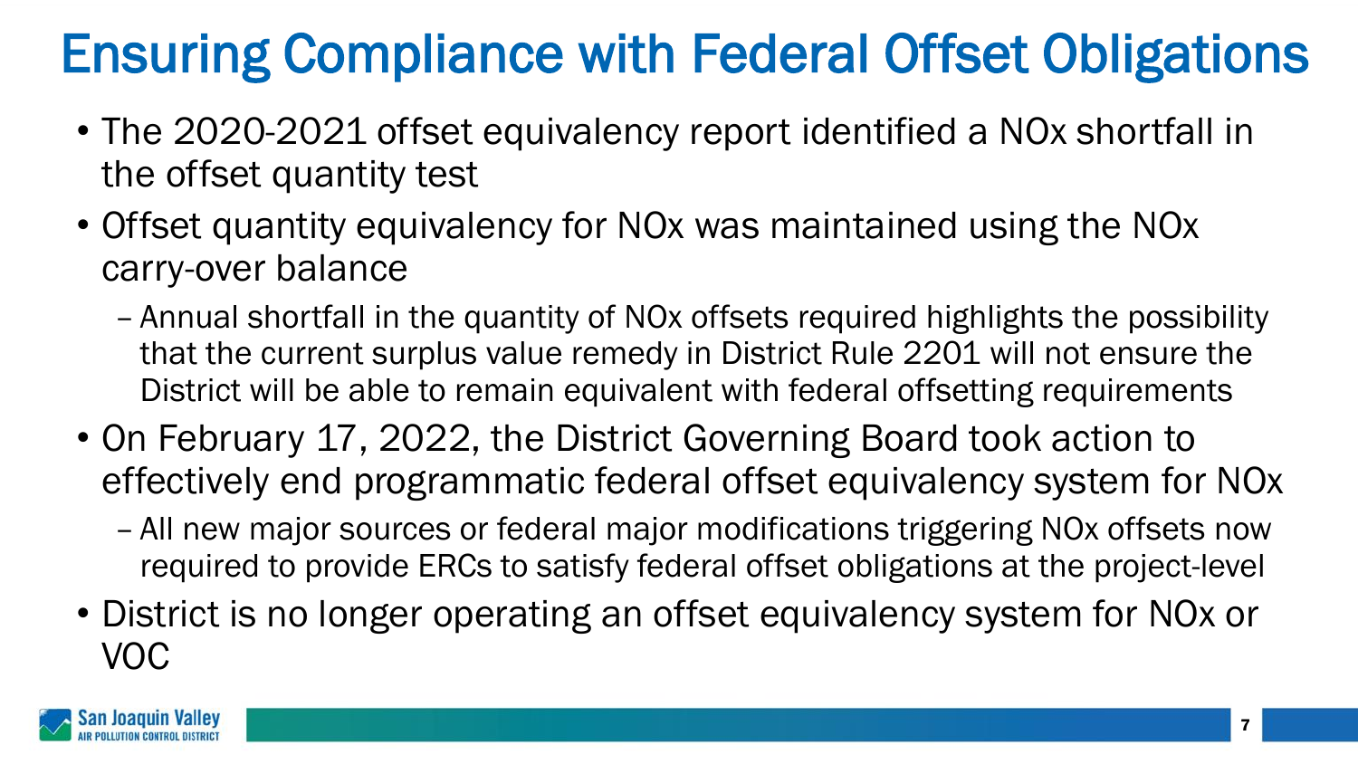# Ensuring Compliance with Federal Offset Obligations

- The 2020-2021 offset equivalency report identified a NOx shortfall in the offset quantity test
- Offset quantity equivalency for NOx was maintained using the NOx carry-over balance
  - Annual shortfall in the quantity of NOx offsets required highlights the possibility that the current surplus value remedy in District Rule 2201 will not ensure the District will be able to remain equivalent with federal offsetting requirements
- On February 17, 2022, the District Governing Board took action to effectively end programmatic federal offset equivalency system for NOx
  - All new major sources or federal major modifications triggering NOx offsets now required to provide ERCs to satisfy federal offset obligations at the project-level
- District is no longer operating an offset equivalency system for NOx or VOC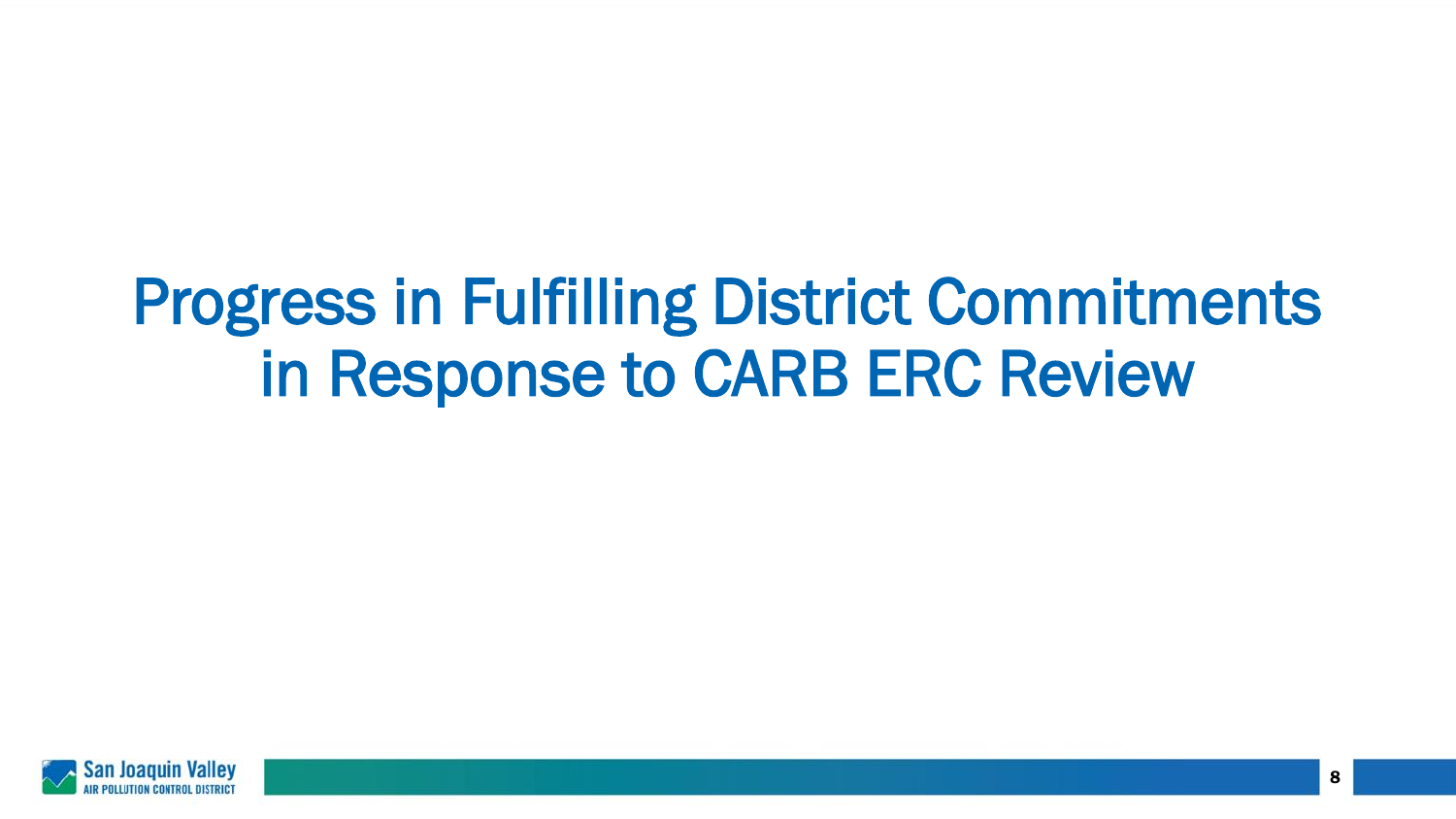# Progress in Fulfilling District Commitments in Response to CARB ERC Review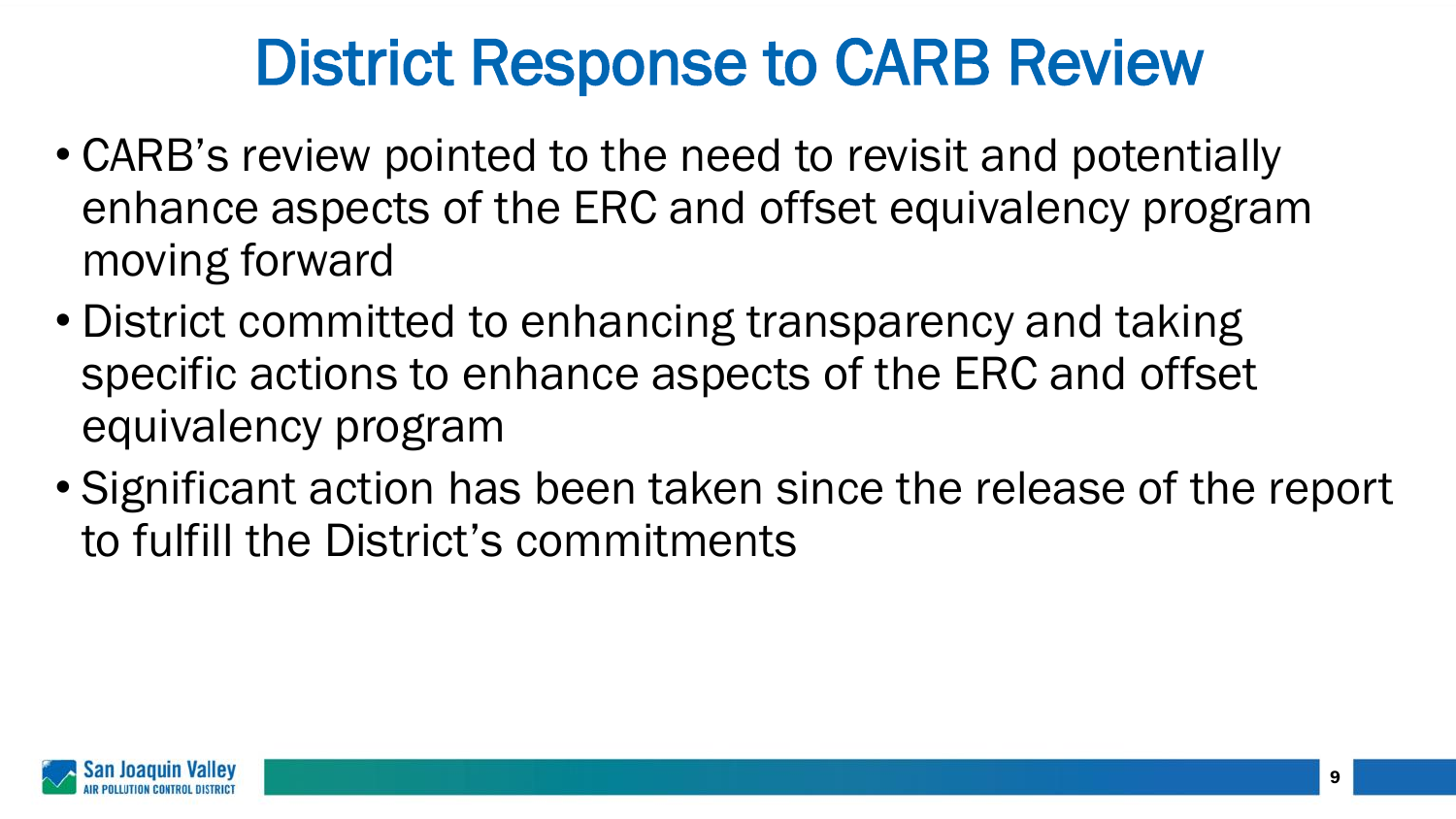# District Response to CARB Review

- CARB's review pointed to the need to revisit and potentially enhance aspects of the ERC and offset equivalency program moving forward
- District committed to enhancing transparency and taking specific actions to enhance aspects of the ERC and offset equivalency program
- Significant action has been taken since the release of the report to fulfill the District's commitments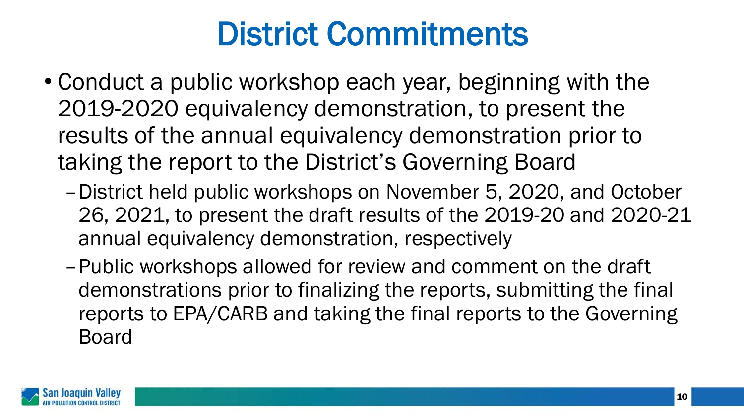# District Commitments

- Conduct a public workshop each year, beginning with the 2019-2020 equivalency demonstration, to present the results of the annual equivalency demonstration prior to taking the report to the District's Governing Board
  - District held public workshops on November 5, 2020, and October 26, 2021, to present the draft results of the 2019-20 and 2020-21 annual equivalency demonstration, respectively
  - Public workshops allowed for review and comment on the draft demonstrations prior to finalizing the reports, submitting the final reports to EPA/CARB and taking the final reports to the Governing Board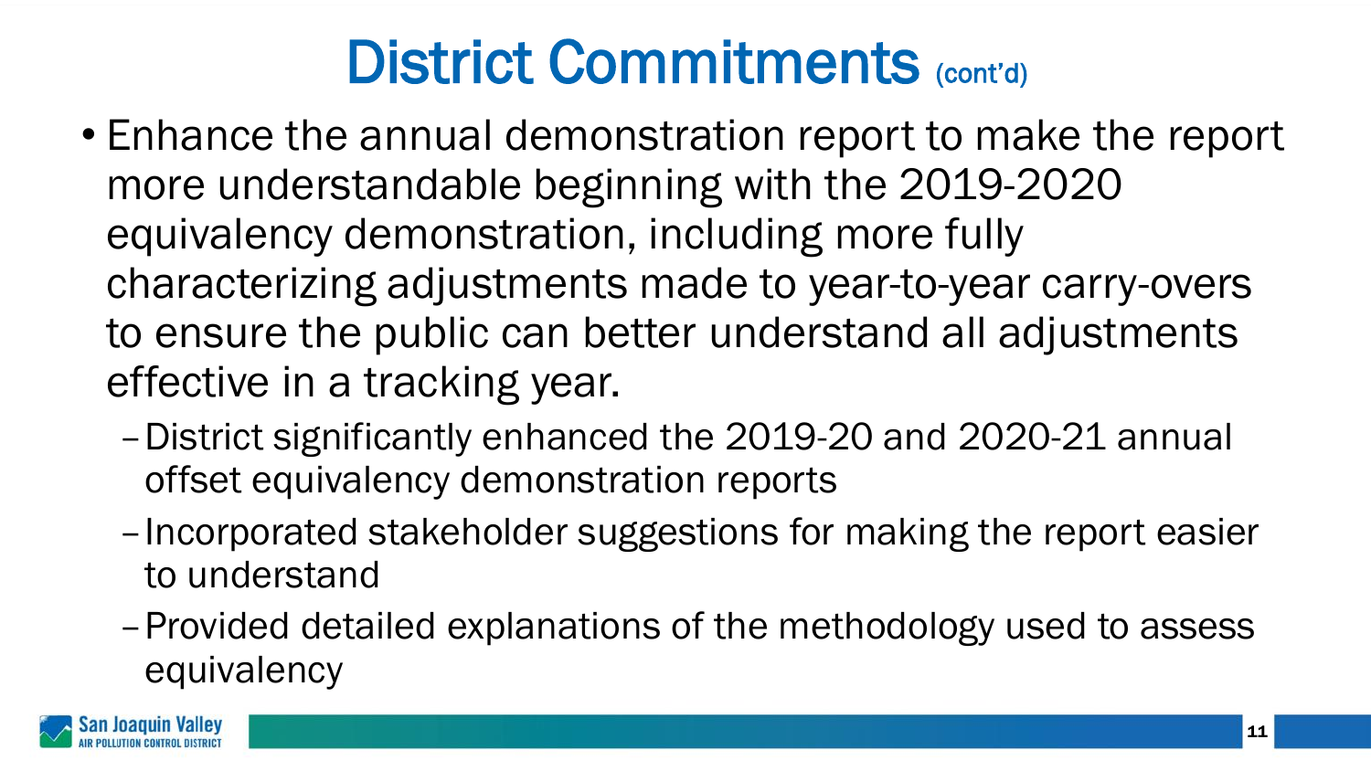# District Commitments (cont'd)

- Enhance the annual demonstration report to make the report more understandable beginning with the 2019-2020 equivalency demonstration, including more fully characterizing adjustments made to year-to-year carry-overs to ensure the public can better understand all adjustments effective in a tracking year.
  - District significantly enhanced the 2019-20 and 2020-21 annual offset equivalency demonstration reports
  - Incorporated stakeholder suggestions for making the report easier to understand
  - Provided detailed explanations of the methodology used to assess equivalency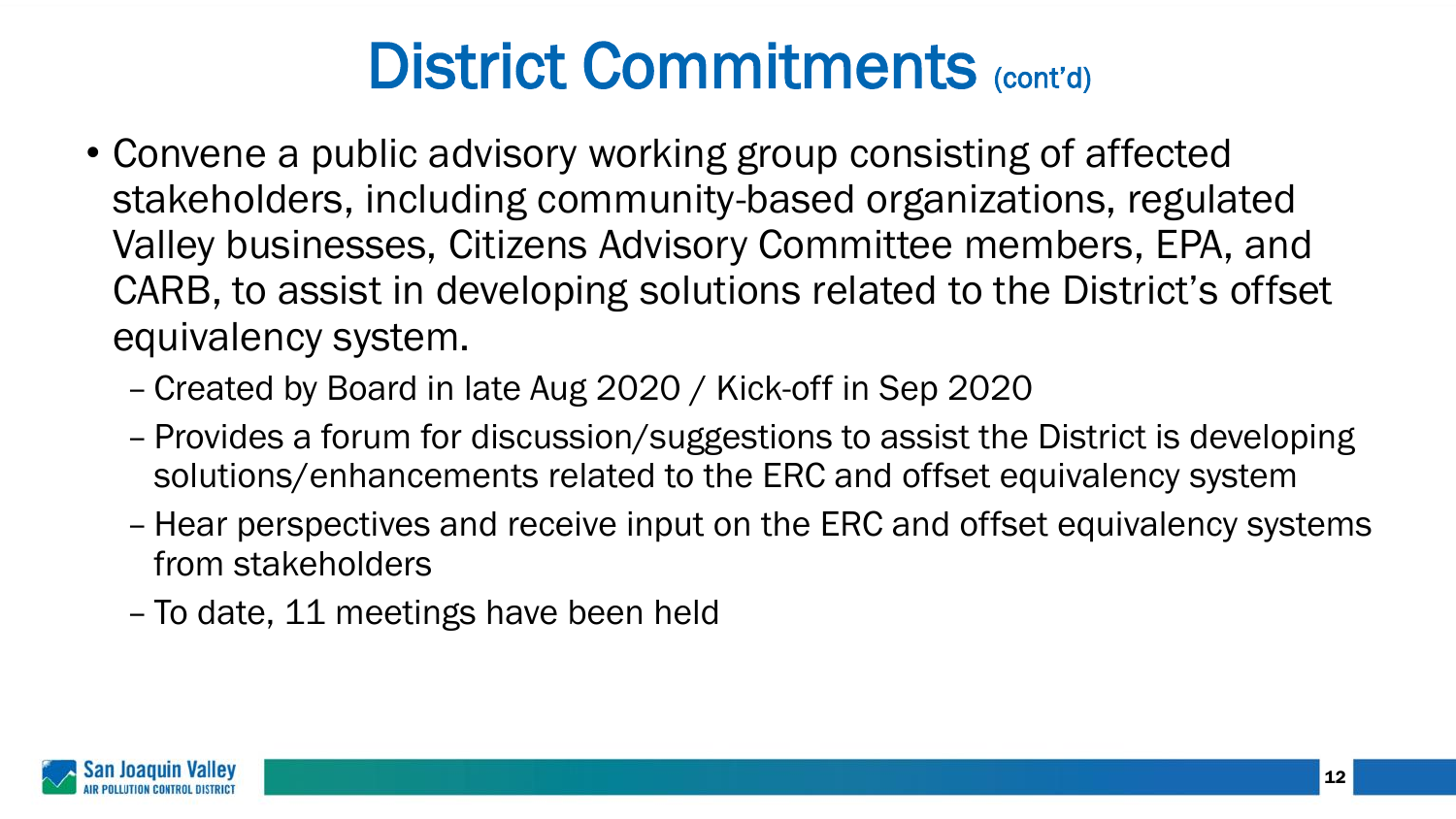# District Commitments (cont'd)

- Convene a public advisory working group consisting of affected stakeholders, including community-based organizations, regulated Valley businesses, Citizens Advisory Committee members, EPA, and CARB, to assist in developing solutions related to the District's offset equivalency system.
  - Created by Board in late Aug 2020 / Kick-off in Sep 2020
  - Provides a forum for discussion/suggestions to assist the District is developing solutions/enhancements related to the ERC and offset equivalency system
  - Hear perspectives and receive input on the ERC and offset equivalency systems from stakeholders
  - To date, 11 meetings have been held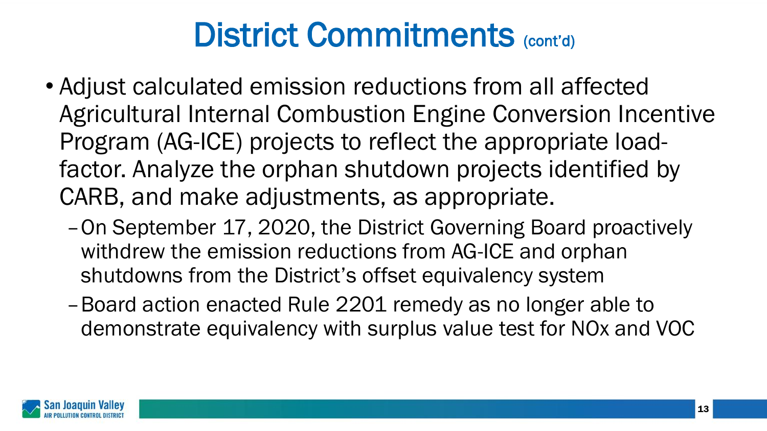# District Commitments (cont'd)

- Adjust calculated emission reductions from all affected Agricultural Internal Combustion Engine Conversion Incentive Program (AG-ICE) projects to reflect the appropriate load-factor. Analyze the orphan shutdown projects identified by CARB, and make adjustments, as appropriate.
  - On September 17, 2020, the District Governing Board proactively withdrew the emission reductions from AG-ICE and orphan shutdowns from the District's offset equivalency system
  - Board action enacted Rule 2201 remedy as no longer able to demonstrate equivalency with surplus value test for NOx and VOC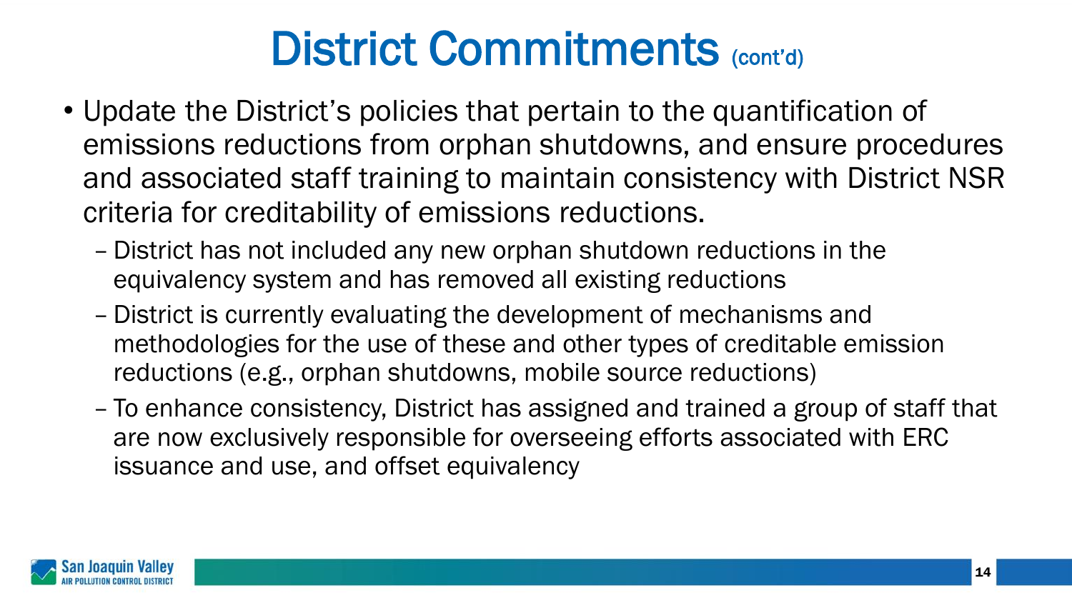# District Commitments (cont'd)

- Update the District's policies that pertain to the quantification of emissions reductions from orphan shutdowns, and ensure procedures and associated staff training to maintain consistency with District NSR criteria for creditability of emissions reductions.
  - District has not included any new orphan shutdown reductions in the equivalency system and has removed all existing reductions
  - District is currently evaluating the development of mechanisms and methodologies for the use of these and other types of creditable emission reductions (e.g., orphan shutdowns, mobile source reductions)
  - To enhance consistency, District has assigned and trained a group of staff that are now exclusively responsible for overseeing efforts associated with ERC issuance and use, and offset equivalency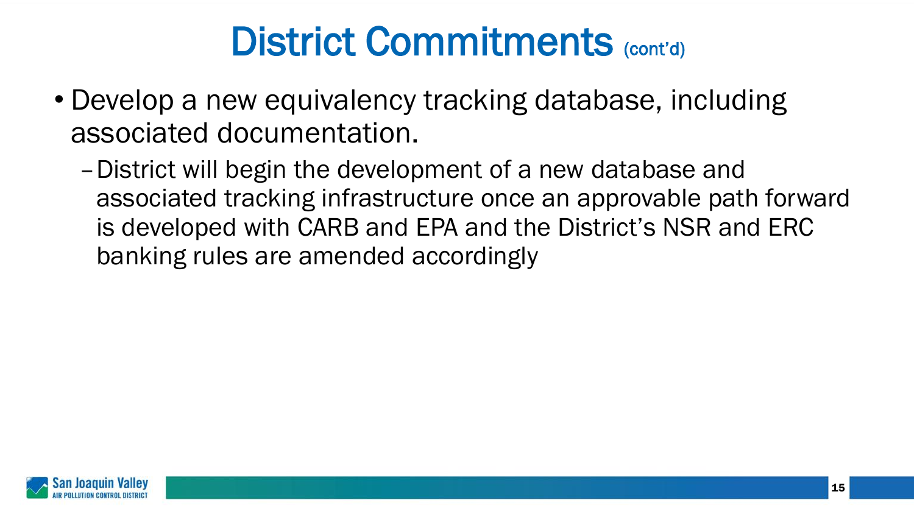# District Commitments (cont'd)

- Develop a new equivalency tracking database, including associated documentation.
  - District will begin the development of a new database and associated tracking infrastructure once an approvable path forward is developed with CARB and EPA and the District's NSR and ERC banking rules are amended accordingly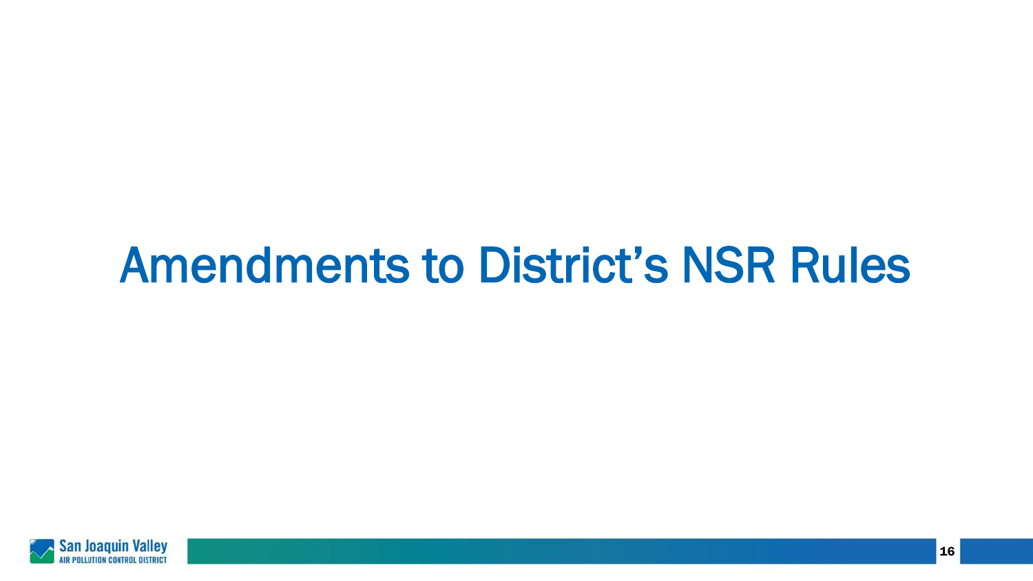# Amendments to District’s NSR Rules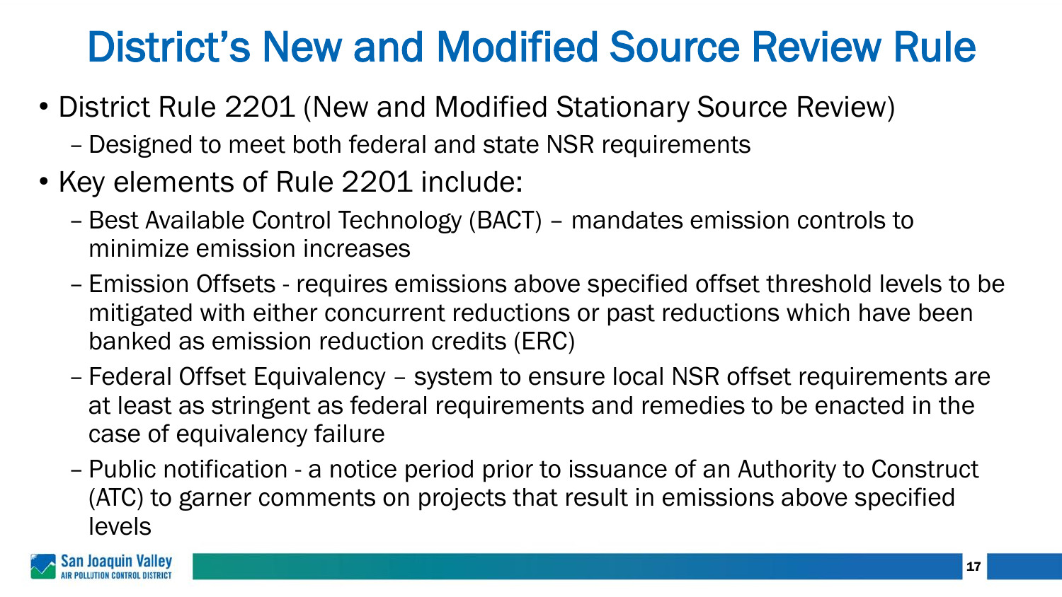# District's New and Modified Source Review Rule

- District Rule 2201 (New and Modified Stationary Source Review)
  - Designed to meet both federal and state NSR requirements
- Key elements of Rule 2201 include:
  - Best Available Control Technology (BACT) – mandates emission controls to minimize emission increases
  - Emission Offsets - requires emissions above specified offset threshold levels to be mitigated with either concurrent reductions or past reductions which have been banked as emission reduction credits (ERC)
  - Federal Offset Equivalency – system to ensure local NSR offset requirements are at least as stringent as federal requirements and remedies to be enacted in the case of equivalency failure
  - Public notification - a notice period prior to issuance of an Authority to Construct (ATC) to garner comments on projects that result in emissions above specified levels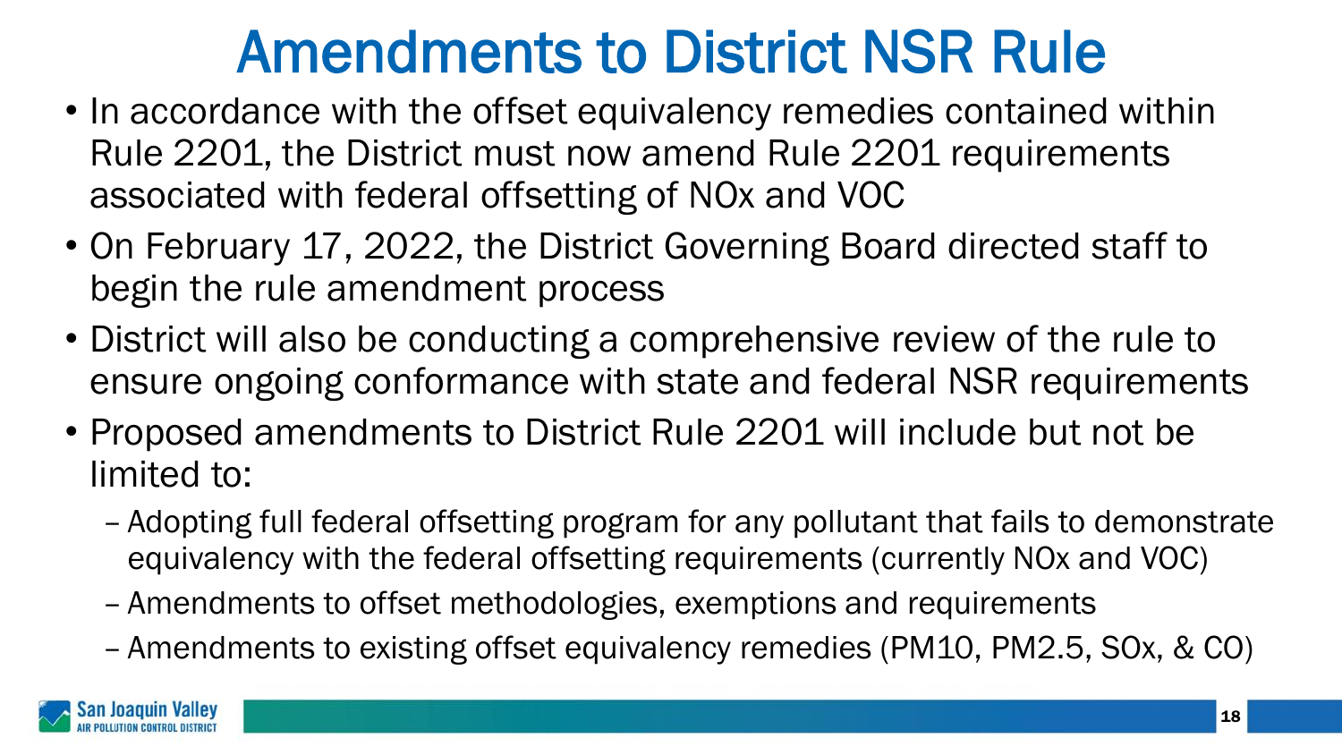# Amendments to District NSR Rule

- In accordance with the offset equivalency remedies contained within Rule 2201, the District must now amend Rule 2201 requirements associated with federal offsetting of NOx and VOC
- On February 17, 2022, the District Governing Board directed staff to begin the rule amendment process
- District will also be conducting a comprehensive review of the rule to ensure ongoing conformance with state and federal NSR requirements
- Proposed amendments to District Rule 2201 will include but not be limited to:
  - Adopting full federal offsetting program for any pollutant that fails to demonstrate equivalency with the federal offsetting requirements (currently NOx and VOC)
  - Amendments to offset methodologies, exemptions and requirements
  - Amendments to existing offset equivalency remedies (PM10, PM2.5, SOx, & CO)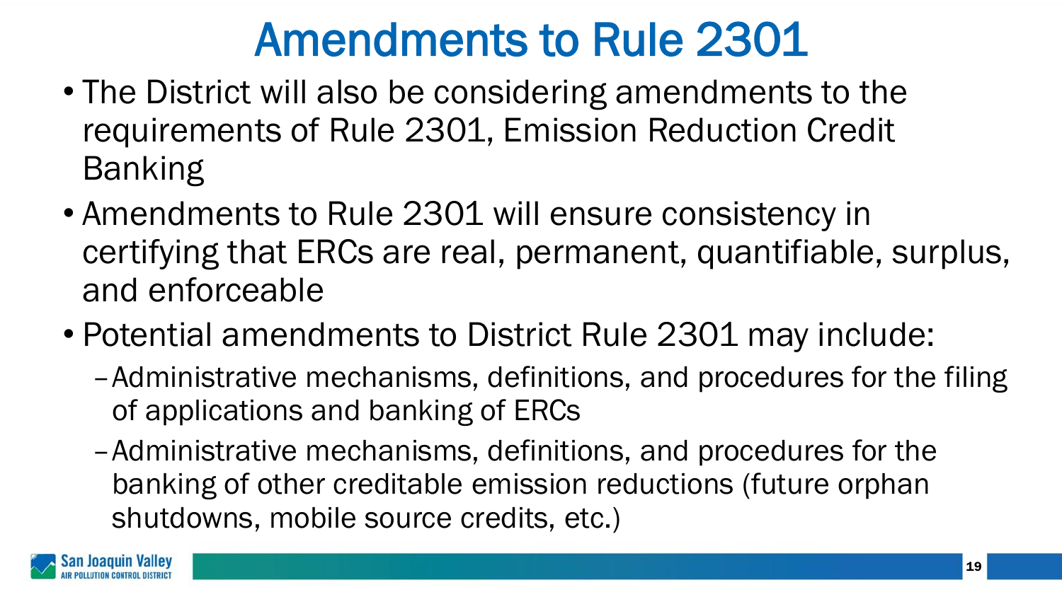# Amendments to Rule 2301

- The District will also be considering amendments to the requirements of Rule 2301, Emission Reduction Credit Banking
- Amendments to Rule 2301 will ensure consistency in certifying that ERCs are real, permanent, quantifiable, surplus, and enforceable
- Potential amendments to District Rule 2301 may include:
  - Administrative mechanisms, definitions, and procedures for the filing of applications and banking of ERCs
  - Administrative mechanisms, definitions, and procedures for the banking of other creditable emission reductions (future orphan shutdowns, mobile source credits, etc.)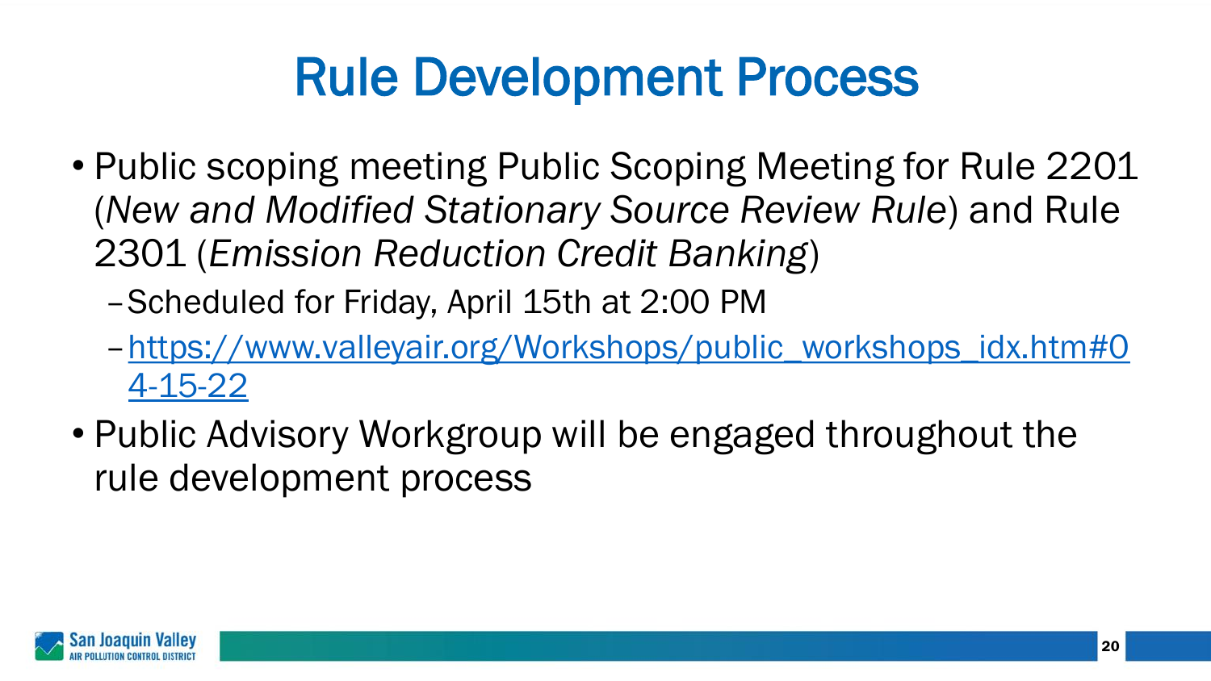# Rule Development Process

- Public scoping meeting Public Scoping Meeting for Rule 2201 (*New and Modified Stationary Source Review Rule*) and Rule 2301 (*Emission Reduction Credit Banking*)
  - Scheduled for Friday, April 15th at 2:00 PM
  - https://www.valleyair.org/Workshops/public_workshops_idx.htm#04-15-22
- Public Advisory Workgroup will be engaged throughout the rule development process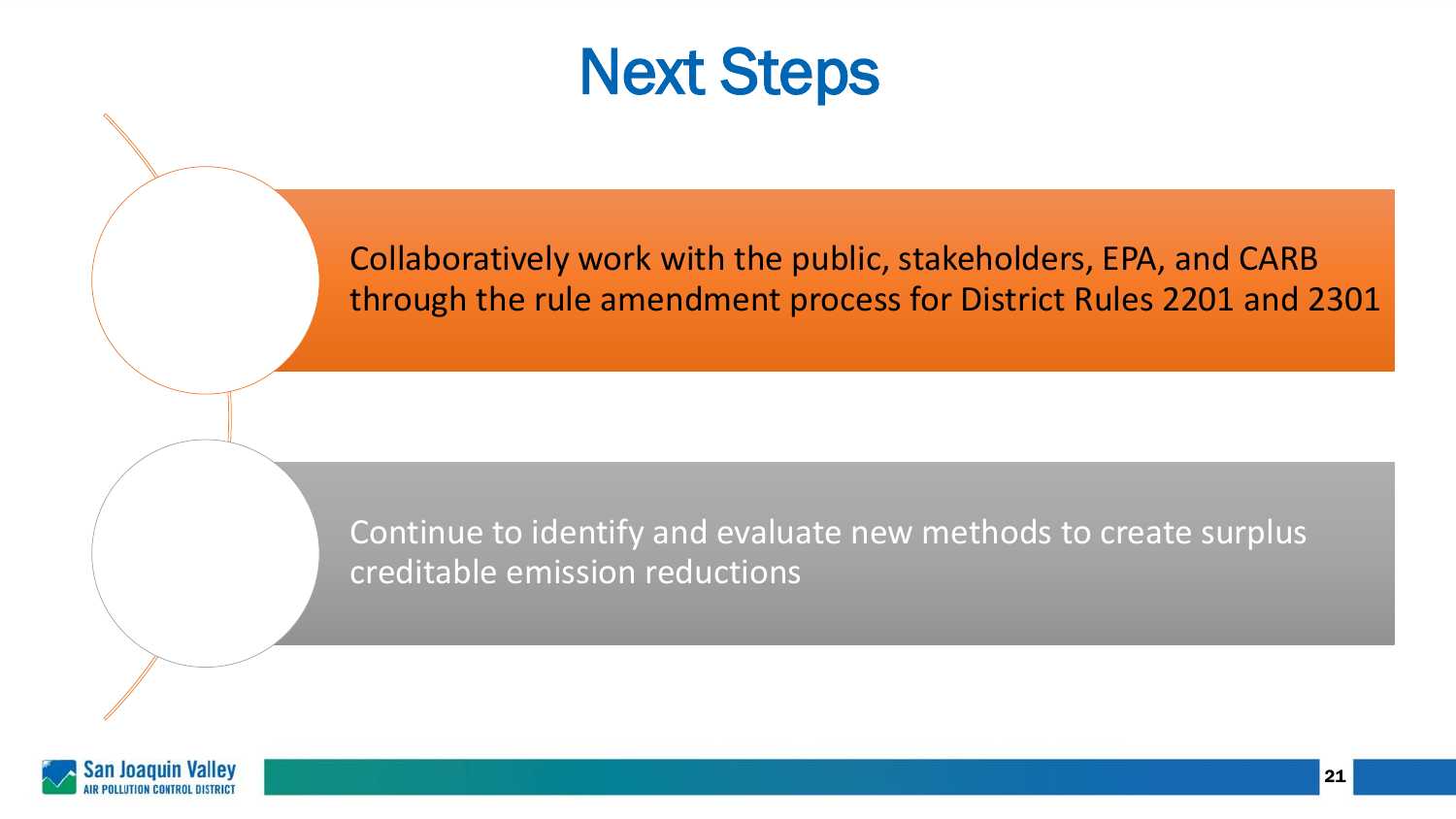# Next Steps

- Collaboratively work with the public, stakeholders, EPA, and CARB through the rule amendment process for District Rules 2201 and 2301

- Continue to identify and evaluate new methods to create surplus creditable emission reductions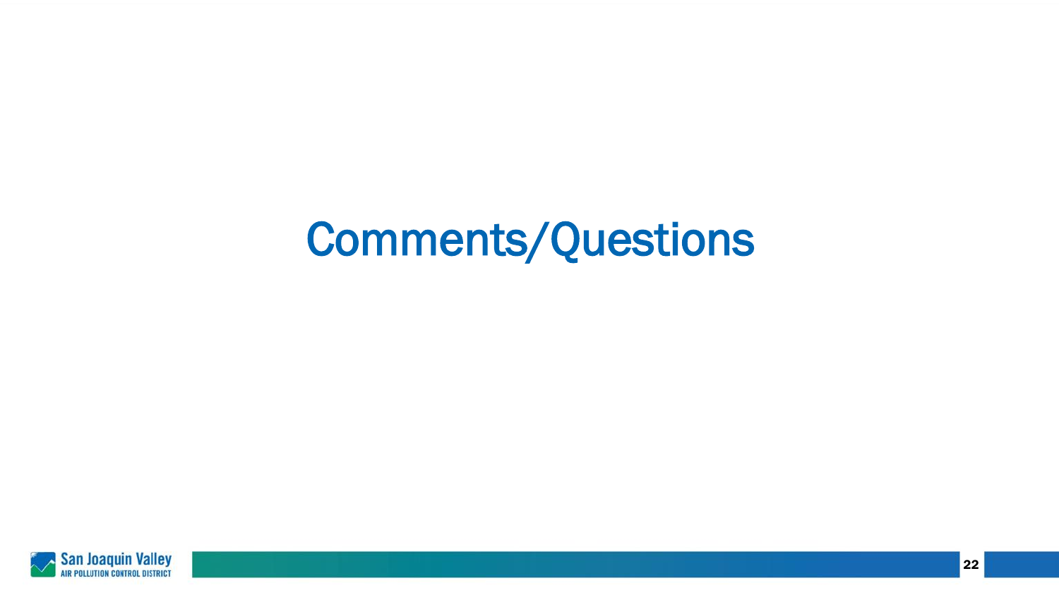# Comments/Questions